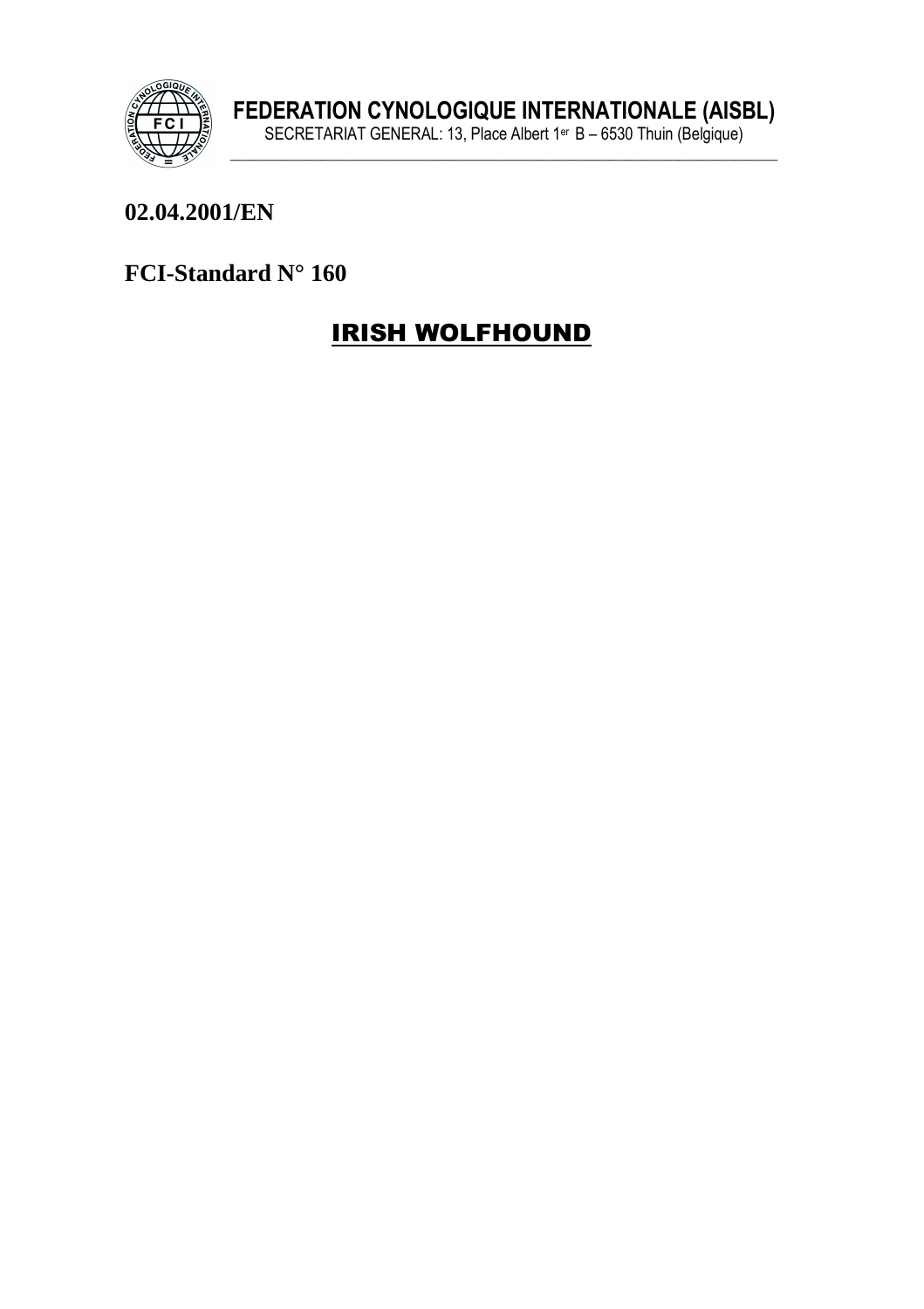**FEDERATION CYNOLOGIQUE INTERNATIONALE (AISBL)**
SECRETARIAT GENERAL: 13, Place Albert 1er B – 6530 Thuin (Belgique)

**02.04.2001/EN**

**FCI-Standard N° 160**

# IRISH WOLFHOUND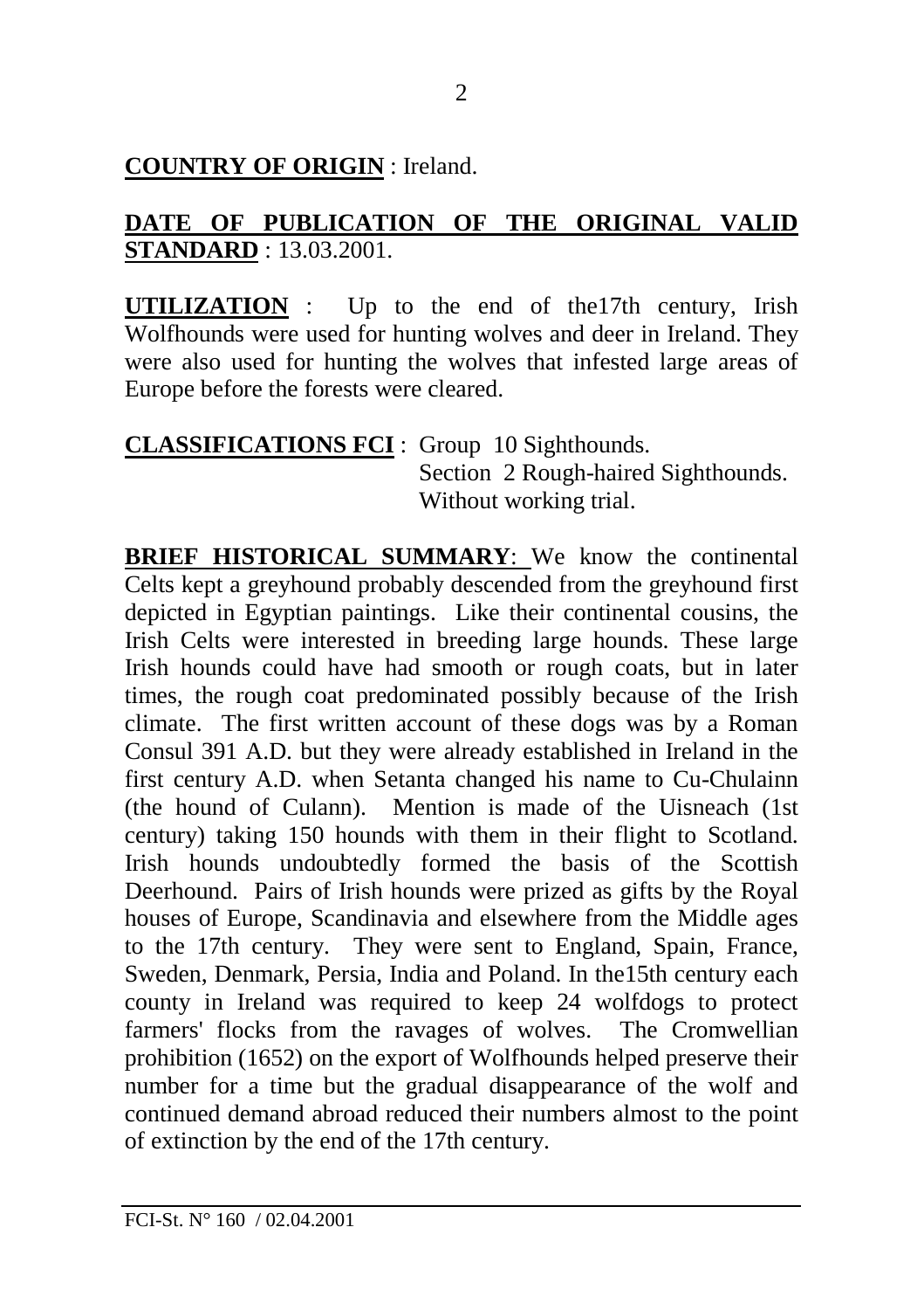**COUNTRY OF ORIGIN** : Ireland.

**DATE OF PUBLICATION OF THE ORIGINAL VALID STANDARD** : 13.03.2001.

**UTILIZATION** : Up to the end of the17th century, Irish Wolfhounds were used for hunting wolves and deer in Ireland. They were also used for hunting the wolves that infested large areas of Europe before the forests were cleared.

**CLASSIFICATIONS FCI** : Group 10 Sighthounds.
Section 2 Rough-haired Sighthounds.
Without working trial.

**BRIEF HISTORICAL SUMMARY**: We know the continental Celts kept a greyhound probably descended from the greyhound first depicted in Egyptian paintings. Like their continental cousins, the Irish Celts were interested in breeding large hounds. These large Irish hounds could have had smooth or rough coats, but in later times, the rough coat predominated possibly because of the Irish climate. The first written account of these dogs was by a Roman Consul 391 A.D. but they were already established in Ireland in the first century A.D. when Setanta changed his name to Cu-Chulainn (the hound of Culann). Mention is made of the Uisneach (1st century) taking 150 hounds with them in their flight to Scotland. Irish hounds undoubtedly formed the basis of the Scottish Deerhound. Pairs of Irish hounds were prized as gifts by the Royal houses of Europe, Scandinavia and elsewhere from the Middle ages to the 17th century. They were sent to England, Spain, France, Sweden, Denmark, Persia, India and Poland. In the15th century each county in Ireland was required to keep 24 wolfdogs to protect farmers' flocks from the ravages of wolves. The Cromwellian prohibition (1652) on the export of Wolfhounds helped preserve their number for a time but the gradual disappearance of the wolf and continued demand abroad reduced their numbers almost to the point of extinction by the end of the 17th century.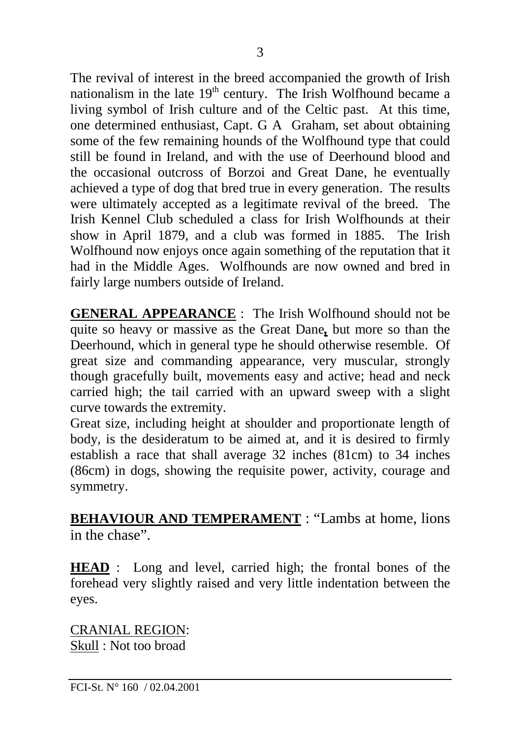The revival of interest in the breed accompanied the growth of Irish nationalism in the late 19th century. The Irish Wolfhound became a living symbol of Irish culture and of the Celtic past. At this time, one determined enthusiast, Capt. G A Graham, set about obtaining some of the few remaining hounds of the Wolfhound type that could still be found in Ireland, and with the use of Deerhound blood and the occasional outcross of Borzoi and Great Dane, he eventually achieved a type of dog that bred true in every generation. The results were ultimately accepted as a legitimate revival of the breed. The Irish Kennel Club scheduled a class for Irish Wolfhounds at their show in April 1879, and a club was formed in 1885. The Irish Wolfhound now enjoys once again something of the reputation that it had in the Middle Ages. Wolfhounds are now owned and bred in fairly large numbers outside of Ireland.

**GENERAL APPEARANCE** : The Irish Wolfhound should not be quite so heavy or massive as the Great Dane, but more so than the Deerhound, which in general type he should otherwise resemble. Of great size and commanding appearance, very muscular, strongly though gracefully built, movements easy and active; head and neck carried high; the tail carried with an upward sweep with a slight curve towards the extremity.
Great size, including height at shoulder and proportionate length of body, is the desideratum to be aimed at, and it is desired to firmly establish a race that shall average 32 inches (81cm) to 34 inches (86cm) in dogs, showing the requisite power, activity, courage and symmetry.

**BEHAVIOUR AND TEMPERAMENT** : "Lambs at home, lions in the chase".

**HEAD** : Long and level, carried high; the frontal bones of the forehead very slightly raised and very little indentation between the eyes.

CRANIAL REGION:
Skull : Not too broad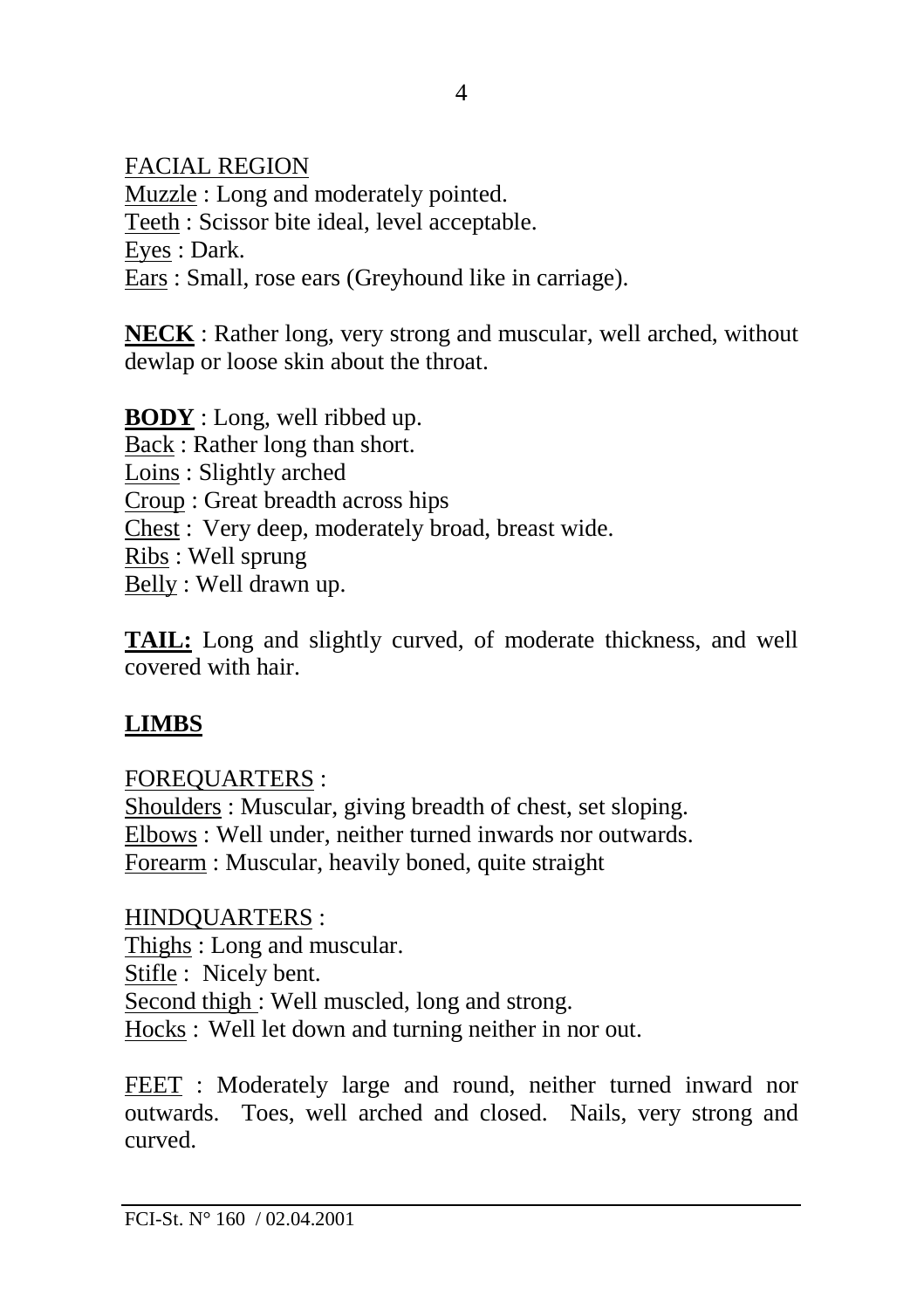FACIAL REGION

Muzzle : Long and moderately pointed.
Teeth : Scissor bite ideal, level acceptable.
Eyes : Dark.
Ears : Small, rose ears (Greyhound like in carriage).

**NECK** : Rather long, very strong and muscular, well arched, without dewlap or loose skin about the throat.

**BODY** : Long, well ribbed up.
Back : Rather long than short.
Loins : Slightly arched
Croup : Great breadth across hips
Chest : Very deep, moderately broad, breast wide.
Ribs : Well sprung
Belly : Well drawn up.

**TAIL:** Long and slightly curved, of moderate thickness, and well covered with hair.

## LIMBS

FOREQUARTERS :

Shoulders : Muscular, giving breadth of chest, set sloping.
Elbows : Well under, neither turned inwards nor outwards.
Forearm : Muscular, heavily boned, quite straight

HINDQUARTERS :

Thighs : Long and muscular.
Stifle : Nicely bent.
Second thigh : Well muscled, long and strong.
Hocks : Well let down and turning neither in nor out.

FEET : Moderately large and round, neither turned inward nor outwards. Toes, well arched and closed. Nails, very strong and curved.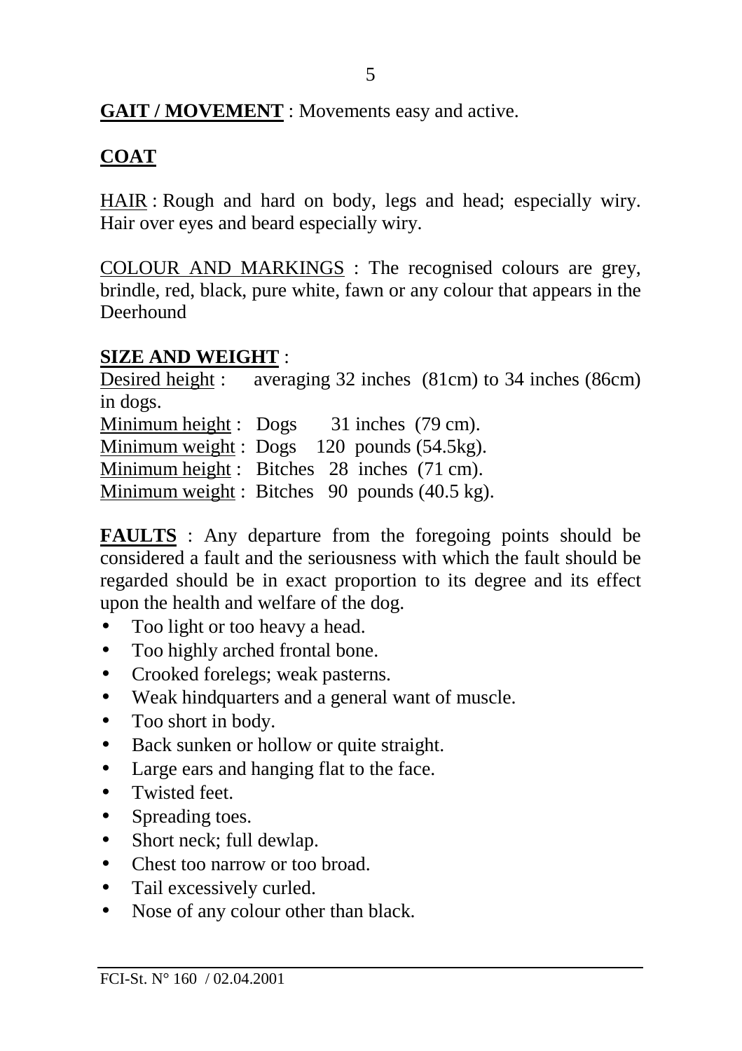**GAIT / MOVEMENT** : Movements easy and active.

**COAT**

HAIR : Rough and hard on body, legs and head; especially wiry. Hair over eyes and beard especially wiry.

COLOUR AND MARKINGS : The recognised colours are grey, brindle, red, black, pure white, fawn or any colour that appears in the Deerhound

**SIZE AND WEIGHT** :

Desired height : averaging 32 inches (81cm) to 34 inches (86cm) in dogs.

Minimum height : Dogs 31 inches (79 cm).
Minimum weight : Dogs 120 pounds (54.5kg).
Minimum height : Bitches 28 inches (71 cm).
Minimum weight : Bitches 90 pounds (40.5 kg).

**FAULTS** : Any departure from the foregoing points should be considered a fault and the seriousness with which the fault should be regarded should be in exact proportion to its degree and its effect upon the health and welfare of the dog.

- Too light or too heavy a head.
- Too highly arched frontal bone.
- Crooked forelegs; weak pasterns.
- Weak hindquarters and a general want of muscle.
- Too short in body.
- Back sunken or hollow or quite straight.
- Large ears and hanging flat to the face.
- Twisted feet.
- Spreading toes.
- Short neck; full dewlap.
- Chest too narrow or too broad.
- Tail excessively curled.
- Nose of any colour other than black.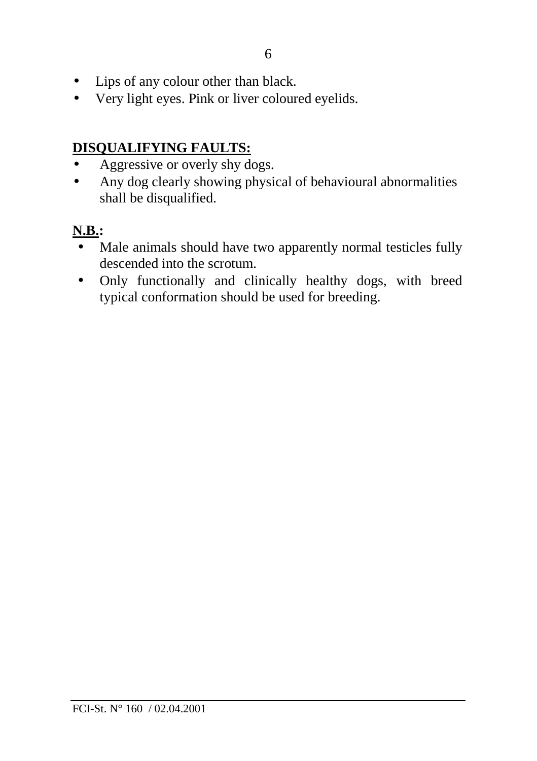- Lips of any colour other than black.
- Very light eyes. Pink or liver coloured eyelids.

**DISQUALIFYING FAULTS:**

- Aggressive or overly shy dogs.
- Any dog clearly showing physical of behavioural abnormalities shall be disqualified.

**N.B.:**

- Male animals should have two apparently normal testicles fully descended into the scrotum.
- Only functionally and clinically healthy dogs, with breed typical conformation should be used for breeding.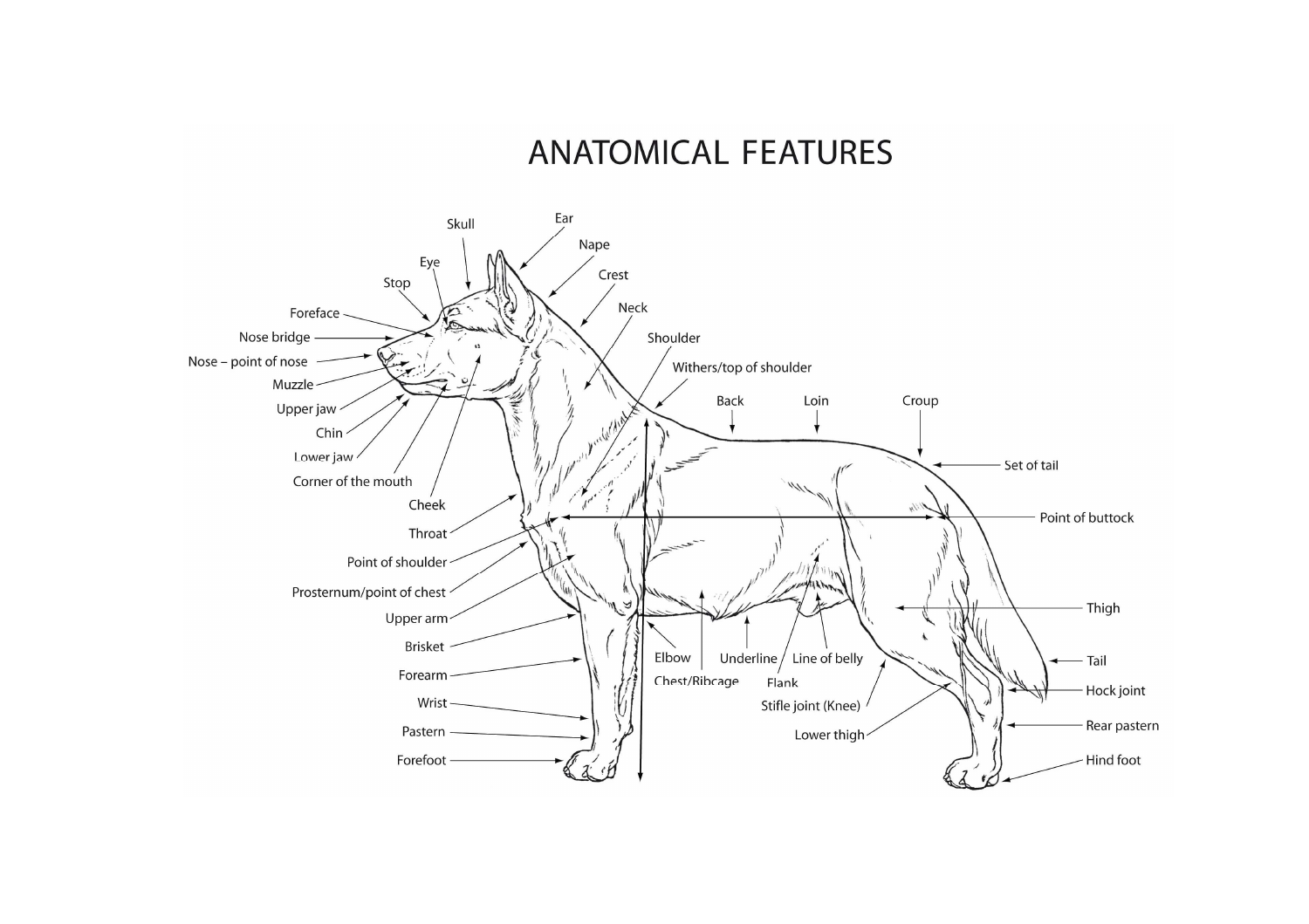# ANATOMICAL FEATURES

Skull
Ear
Nape
Eye
Stop
Crest
Neck
Foreface
Nose bridge
Nose – point of nose
Shoulder
Withers/top of shoulder
Muzzle
Upper jaw
Back
Loin
Croup
Chin
Lower jaw
Set of tail
Corner of the mouth
Cheek
Point of buttock
Throat
Point of shoulder
Prosternum/point of chest
Thigh
Upper arm
Brisket
Elbow
Underline
Line of belly
Tail
Forearm
Chest/Ribcage
Flank
Hock joint
Wrist
Stifle joint (Knee)
Rear pastern
Pastern
Lower thigh
Forefoot
Hind foot